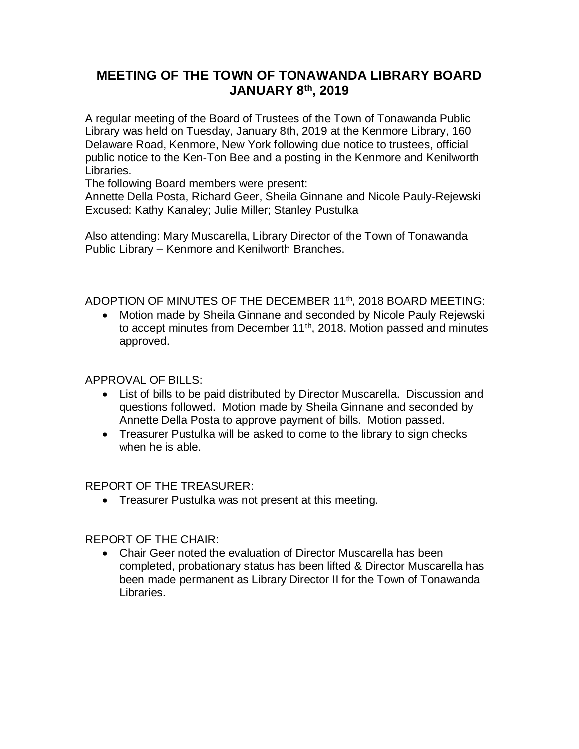# MEETING OF THE TOWN OF TONAWANDA LIBRARY BOARD JANUARY 8th, 2019

A regular meeting of the Board of Trustees of the Town of Tonawanda Public Library was held on Tuesday, January 8th, 2019 at the Kenmore Library, 160 Delaware Road, Kenmore, New York following due notice to trustees, official public notice to the Ken-Ton Bee and a posting in the Kenmore and Kenilworth Libraries.

The following Board members were present:

Annette Della Posta, Richard Geer, Sheila Ginnane and Nicole Pauly-Rejewski

Excused: Kathy Kanaley; Julie Miller; Stanley Pustulka

Also attending: Mary Muscarella, Library Director of the Town of Tonawanda Public Library – Kenmore and Kenilworth Branches.

ADOPTION OF MINUTES OF THE DECEMBER 11th, 2018 BOARD MEETING:

- Motion made by Sheila Ginnane and seconded by Nicole Pauly Rejewski to accept minutes from December 11th, 2018. Motion passed and minutes approved.

APPROVAL OF BILLS:

- List of bills to be paid distributed by Director Muscarella. Discussion and questions followed. Motion made by Sheila Ginnane and seconded by Annette Della Posta to approve payment of bills. Motion passed.
- Treasurer Pustulka will be asked to come to the library to sign checks when he is able.

REPORT OF THE TREASURER:

- Treasurer Pustulka was not present at this meeting.

REPORT OF THE CHAIR:

- Chair Geer noted the evaluation of Director Muscarella has been completed, probationary status has been lifted & Director Muscarella has been made permanent as Library Director II for the Town of Tonawanda Libraries.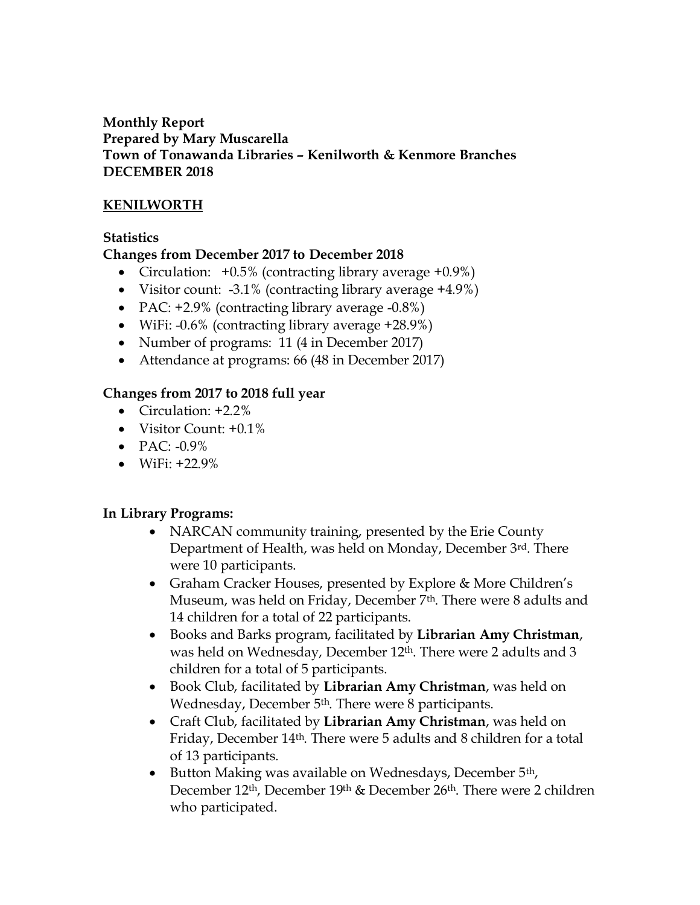**Monthly Report**
**Prepared by Mary Muscarella**
**Town of Tonawanda Libraries – Kenilworth & Kenmore Branches**
**DECEMBER 2018**

## KENILWORTH

**Statistics**
**Changes from December 2017 to December 2018**

- Circulation: +0.5% (contracting library average +0.9%)
- Visitor count: -3.1% (contracting library average +4.9%)
- PAC: +2.9% (contracting library average -0.8%)
- WiFi: -0.6% (contracting library average +28.9%)
- Number of programs: 11 (4 in December 2017)
- Attendance at programs: 66 (48 in December 2017)

**Changes from 2017 to 2018 full year**

- Circulation: +2.2%
- Visitor Count: +0.1%
- PAC: -0.9%
- WiFi: +22.9%

**In Library Programs:**

- NARCAN community training, presented by the Erie County Department of Health, was held on Monday, December 3rd. There were 10 participants.
- Graham Cracker Houses, presented by Explore & More Children's Museum, was held on Friday, December 7th. There were 8 adults and 14 children for a total of 22 participants.
- Books and Barks program, facilitated by **Librarian Amy Christman**, was held on Wednesday, December 12th. There were 2 adults and 3 children for a total of 5 participants.
- Book Club, facilitated by **Librarian Amy Christman**, was held on Wednesday, December 5th. There were 8 participants.
- Craft Club, facilitated by **Librarian Amy Christman**, was held on Friday, December 14th. There were 5 adults and 8 children for a total of 13 participants.
- Button Making was available on Wednesdays, December 5th, December 12th, December 19th & December 26th. There were 2 children who participated.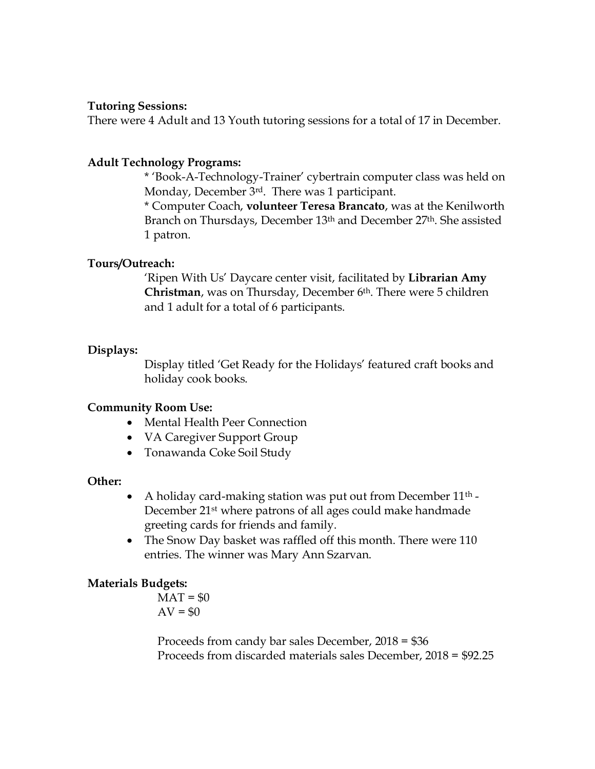**Tutoring Sessions:**

There were 4 Adult and 13 Youth tutoring sessions for a total of 17 in December.

**Adult Technology Programs:**

* 'Book-A-Technology-Trainer' cybertrain computer class was held on Monday, December 3rd. There was 1 participant.

* Computer Coach, **volunteer Teresa Brancato**, was at the Kenilworth Branch on Thursdays, December 13th and December 27th. She assisted 1 patron.

**Tours/Outreach:**

'Ripen With Us' Daycare center visit, facilitated by **Librarian Amy Christman**, was on Thursday, December 6th. There were 5 children and 1 adult for a total of 6 participants.

**Displays:**

Display titled 'Get Ready for the Holidays' featured craft books and holiday cook books.

**Community Room Use:**

- Mental Health Peer Connection
- VA Caregiver Support Group
- Tonawanda Coke Soil Study

**Other:**

- A holiday card-making station was put out from December 11th - December 21st where patrons of all ages could make handmade greeting cards for friends and family.
- The Snow Day basket was raffled off this month. There were 110 entries. The winner was Mary Ann Szarvan.

**Materials Budgets:**

MAT = $0
AV = $0

Proceeds from candy bar sales December, 2018 = $36
Proceeds from discarded materials sales December, 2018 = $92.25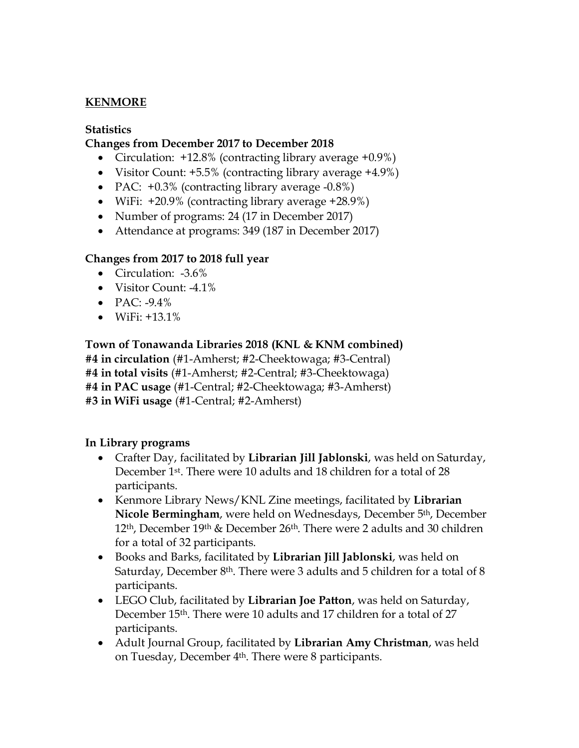## KENMORE

**Statistics**

**Changes from December 2017 to December 2018**

- Circulation: +12.8% (contracting library average +0.9%)
- Visitor Count: +5.5% (contracting library average +4.9%)
- PAC: +0.3% (contracting library average -0.8%)
- WiFi: +20.9% (contracting library average +28.9%)
- Number of programs: 24 (17 in December 2017)
- Attendance at programs: 349 (187 in December 2017)

**Changes from 2017 to 2018 full year**

- Circulation: -3.6%
- Visitor Count: -4.1%
- PAC: -9.4%
- WiFi: +13.1%

**Town of Tonawanda Libraries 2018 (KNL & KNM combined)**

**#4 in circulation** (#1-Amherst; #2-Cheektowaga; #3-Central)
**#4 in total visits** (#1-Amherst; #2-Central; #3-Cheektowaga)
**#4 in PAC usage** (#1-Central; #2-Cheektowaga; #3-Amherst)
**#3 in WiFi usage** (#1-Central; #2-Amherst)

**In Library programs**

- Crafter Day, facilitated by **Librarian Jill Jablonski**, was held on Saturday, December 1st. There were 10 adults and 18 children for a total of 28 participants.
- Kenmore Library News/KNL Zine meetings, facilitated by **Librarian Nicole Bermingham**, were held on Wednesdays, December 5th, December 12th, December 19th & December 26th. There were 2 adults and 30 children for a total of 32 participants.
- Books and Barks, facilitated by **Librarian Jill Jablonski**, was held on Saturday, December 8th. There were 3 adults and 5 children for a total of 8 participants.
- LEGO Club, facilitated by **Librarian Joe Patton**, was held on Saturday, December 15th. There were 10 adults and 17 children for a total of 27 participants.
- Adult Journal Group, facilitated by **Librarian Amy Christman**, was held on Tuesday, December 4th. There were 8 participants.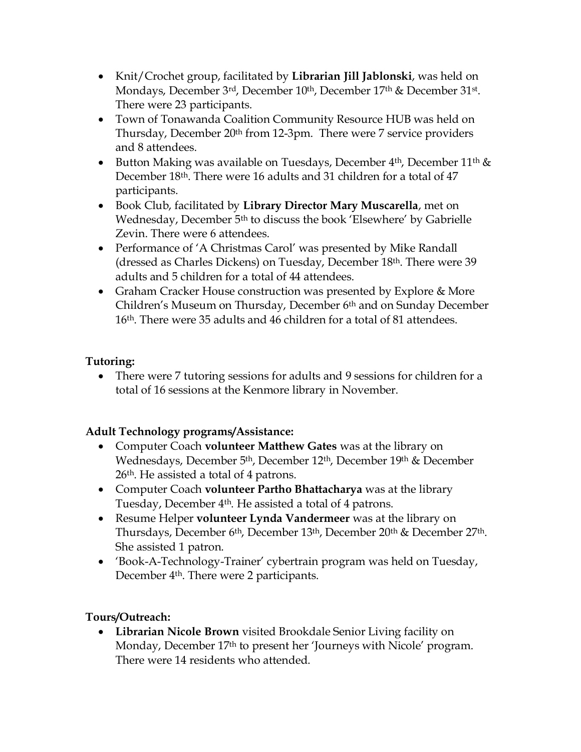- Knit/Crochet group, facilitated by **Librarian Jill Jablonski**, was held on Mondays, December 3rd, December 10th, December 17th & December 31st. There were 23 participants.
- Town of Tonawanda Coalition Community Resource HUB was held on Thursday, December 20th from 12-3pm. There were 7 service providers and 8 attendees.
- Button Making was available on Tuesdays, December 4th, December 11th & December 18th. There were 16 adults and 31 children for a total of 47 participants.
- Book Club, facilitated by **Library Director Mary Muscarella**, met on Wednesday, December 5th to discuss the book 'Elsewhere' by Gabrielle Zevin. There were 6 attendees.
- Performance of 'A Christmas Carol' was presented by Mike Randall (dressed as Charles Dickens) on Tuesday, December 18th. There were 39 adults and 5 children for a total of 44 attendees.
- Graham Cracker House construction was presented by Explore & More Children's Museum on Thursday, December 6th and on Sunday December 16th. There were 35 adults and 46 children for a total of 81 attendees.

**Tutoring:**

- There were 7 tutoring sessions for adults and 9 sessions for children for a total of 16 sessions at the Kenmore library in November.

**Adult Technology programs/Assistance:**

- Computer Coach **volunteer Matthew Gates** was at the library on Wednesdays, December 5th, December 12th, December 19th & December 26th. He assisted a total of 4 patrons.
- Computer Coach **volunteer Partho Bhattacharya** was at the library Tuesday, December 4th. He assisted a total of 4 patrons.
- Resume Helper **volunteer Lynda Vandermeer** was at the library on Thursdays, December 6th, December 13th, December 20th & December 27th. She assisted 1 patron.
- 'Book-A-Technology-Trainer' cybertrain program was held on Tuesday, December 4th. There were 2 participants.

**Tours/Outreach:**

- **Librarian Nicole Brown** visited Brookdale Senior Living facility on Monday, December 17th to present her 'Journeys with Nicole' program. There were 14 residents who attended.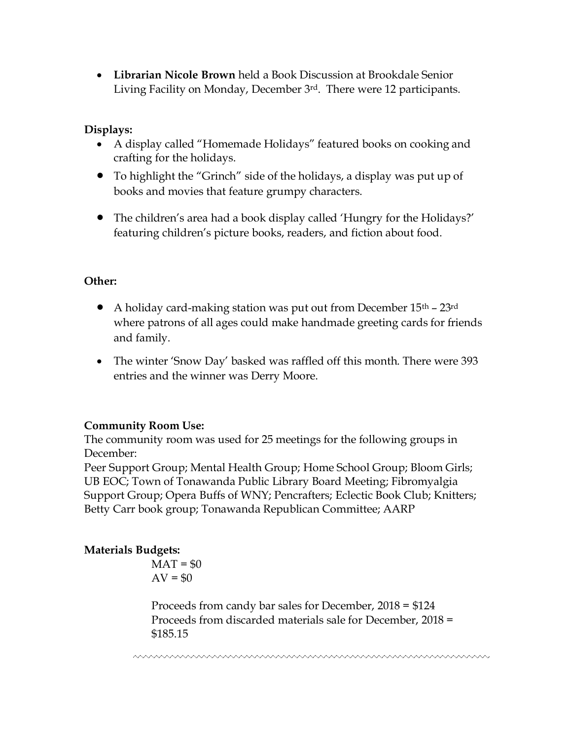- **Librarian Nicole Brown** held a Book Discussion at Brookdale Senior Living Facility on Monday, December 3rd. There were 12 participants.

**Displays:**

- A display called "Homemade Holidays" featured books on cooking and crafting for the holidays.
- To highlight the "Grinch" side of the holidays, a display was put up of books and movies that feature grumpy characters.
- The children's area had a book display called 'Hungry for the Holidays?' featuring children's picture books, readers, and fiction about food.

**Other:**

- A holiday card-making station was put out from December 15th – 23rd where patrons of all ages could make handmade greeting cards for friends and family.
- The winter 'Snow Day' basked was raffled off this month. There were 393 entries and the winner was Derry Moore.

**Community Room Use:**

The community room was used for 25 meetings for the following groups in December:

Peer Support Group; Mental Health Group; Home School Group; Bloom Girls; UB EOC; Town of Tonawanda Public Library Board Meeting; Fibromyalgia Support Group; Opera Buffs of WNY; Pencrafters; Eclectic Book Club; Knitters; Betty Carr book group; Tonawanda Republican Committee; AARP

**Materials Budgets:**

MAT = $0
AV = $0

Proceeds from candy bar sales for December, 2018 = $124
Proceeds from discarded materials sale for December, 2018 = $185.15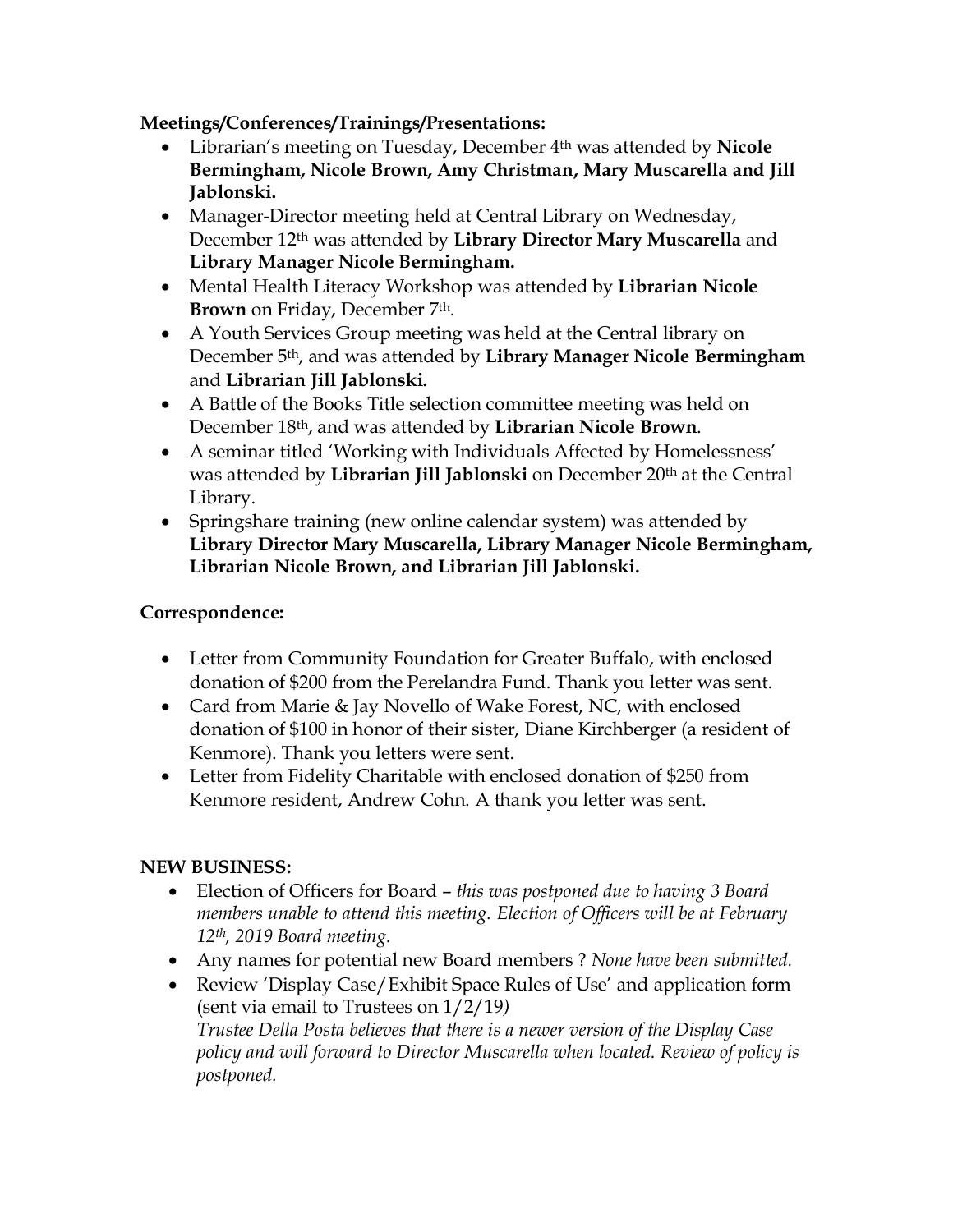**Meetings/Conferences/Trainings/Presentations:**

- Librarian's meeting on Tuesday, December 4th was attended by **Nicole Bermingham, Nicole Brown, Amy Christman, Mary Muscarella and Jill Jablonski.**
- Manager-Director meeting held at Central Library on Wednesday, December 12th was attended by **Library Director Mary Muscarella** and **Library Manager Nicole Bermingham.**
- Mental Health Literacy Workshop was attended by **Librarian Nicole Brown** on Friday, December 7th.
- A Youth Services Group meeting was held at the Central library on December 5th, and was attended by **Library Manager Nicole Bermingham** and **Librarian Jill Jablonski.**
- A Battle of the Books Title selection committee meeting was held on December 18th, and was attended by **Librarian Nicole Brown**.
- A seminar titled 'Working with Individuals Affected by Homelessness' was attended by **Librarian Jill Jablonski** on December 20th at the Central Library.
- Springshare training (new online calendar system) was attended by **Library Director Mary Muscarella, Library Manager Nicole Bermingham, Librarian Nicole Brown, and Librarian Jill Jablonski.**

**Correspondence:**

- Letter from Community Foundation for Greater Buffalo, with enclosed donation of $200 from the Perelandra Fund. Thank you letter was sent.
- Card from Marie & Jay Novello of Wake Forest, NC, with enclosed donation of $100 in honor of their sister, Diane Kirchberger (a resident of Kenmore). Thank you letters were sent.
- Letter from Fidelity Charitable with enclosed donation of $250 from Kenmore resident, Andrew Cohn. A thank you letter was sent.

**NEW BUSINESS:**

- Election of Officers for Board – *this was postponed due to having 3 Board members unable to attend this meeting. Election of Officers will be at February 12th, 2019 Board meeting.*
- Any names for potential new Board members ? *None have been submitted.*
- Review 'Display Case/Exhibit Space Rules of Use' and application form (sent via email to Trustees on 1/2/19)
  *Trustee Della Posta believes that there is a newer version of the Display Case policy and will forward to Director Muscarella when located. Review of policy is postponed.*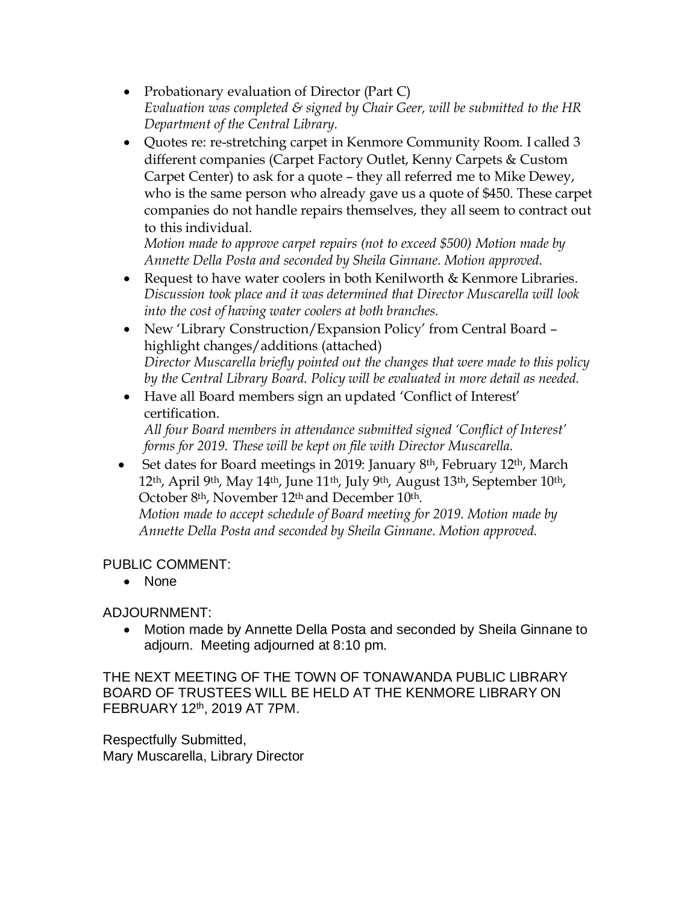- Probationary evaluation of Director (Part C)
  *Evaluation was completed & signed by Chair Geer, will be submitted to the HR Department of the Central Library.*
- Quotes re: re-stretching carpet in Kenmore Community Room. I called 3 different companies (Carpet Factory Outlet, Kenny Carpets & Custom Carpet Center) to ask for a quote – they all referred me to Mike Dewey, who is the same person who already gave us a quote of $450. These carpet companies do not handle repairs themselves, they all seem to contract out to this individual.
  *Motion made to approve carpet repairs (not to exceed $500) Motion made by Annette Della Posta and seconded by Sheila Ginnane. Motion approved.*
- Request to have water coolers in both Kenilworth & Kenmore Libraries.
  *Discussion took place and it was determined that Director Muscarella will look into the cost of having water coolers at both branches.*
- New 'Library Construction/Expansion Policy' from Central Board – highlight changes/additions (attached)
  *Director Muscarella briefly pointed out the changes that were made to this policy by the Central Library Board. Policy will be evaluated in more detail as needed.*
- Have all Board members sign an updated 'Conflict of Interest' certification.
  *All four Board members in attendance submitted signed 'Conflict of Interest' forms for 2019. These will be kept on file with Director Muscarella.*
- Set dates for Board meetings in 2019: January 8th, February 12th, March 12th, April 9th, May 14th, June 11th, July 9th, August 13th, September 10th, October 8th, November 12th and December 10th.
  *Motion made to accept schedule of Board meeting for 2019. Motion made by Annette Della Posta and seconded by Sheila Ginnane. Motion approved.*

PUBLIC COMMENT:

- None

ADJOURNMENT:

- Motion made by Annette Della Posta and seconded by Sheila Ginnane to adjourn. Meeting adjourned at 8:10 pm.

THE NEXT MEETING OF THE TOWN OF TONAWANDA PUBLIC LIBRARY BOARD OF TRUSTEES WILL BE HELD AT THE KENMORE LIBRARY ON FEBRUARY 12th, 2019 AT 7PM.

Respectfully Submitted,
Mary Muscarella, Library Director